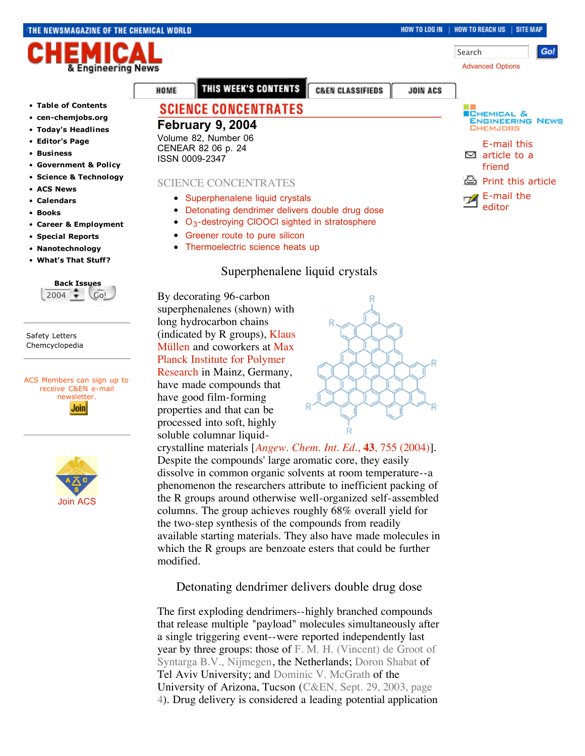# SCIENCE CONCENTRATES

**February 9, 2004**
Volume 82, Number 06
CENEAR 82 06 p. 24
ISSN 0009-2347

SCIENCE CONCENTRATES

- Superphenalene liquid crystals
- Detonating dendrimer delivers double drug dose
- $O_3$-destroying ClOOCl sighted in stratosphere
- Greener route to pure silicon
- Thermoelectric science heats up

## Superphenalene liquid crystals

By decorating 96-carbon superphenalenes (shown) with long hydrocarbon chains (indicated by R groups), Klaus Müllen and coworkers at Max Planck Institute for Polymer Research in Mainz, Germany, have made compounds that have good film-forming properties and that can be processed into soft, highly soluble columnar liquid-crystalline materials [*Angew. Chem. Int. Ed.*, **43**, 755 (2004)]. Despite the compounds' large aromatic core, they easily dissolve in common organic solvents at room temperature--a phenomenon the researchers attribute to inefficient packing of the R groups around otherwise well-organized self-assembled columns. The group achieves roughly 68% overall yield for the two-step synthesis of the compounds from readily available starting materials. They also have made molecules in which the R groups are benzoate esters that could be further modified.

## Detonating dendrimer delivers double drug dose

The first exploding dendrimers--highly branched compounds that release multiple "payload" molecules simultaneously after a single triggering event--were reported independently last year by three groups: those of F. M. H. (Vincent) de Groot of Syntarga B.V., Nijmegen, the Netherlands; Doron Shabat of Tel Aviv University; and Dominic V. McGrath of the University of Arizona, Tucson (C&EN, Sept. 29, 2003, page 4). Drug delivery is considered a leading potential application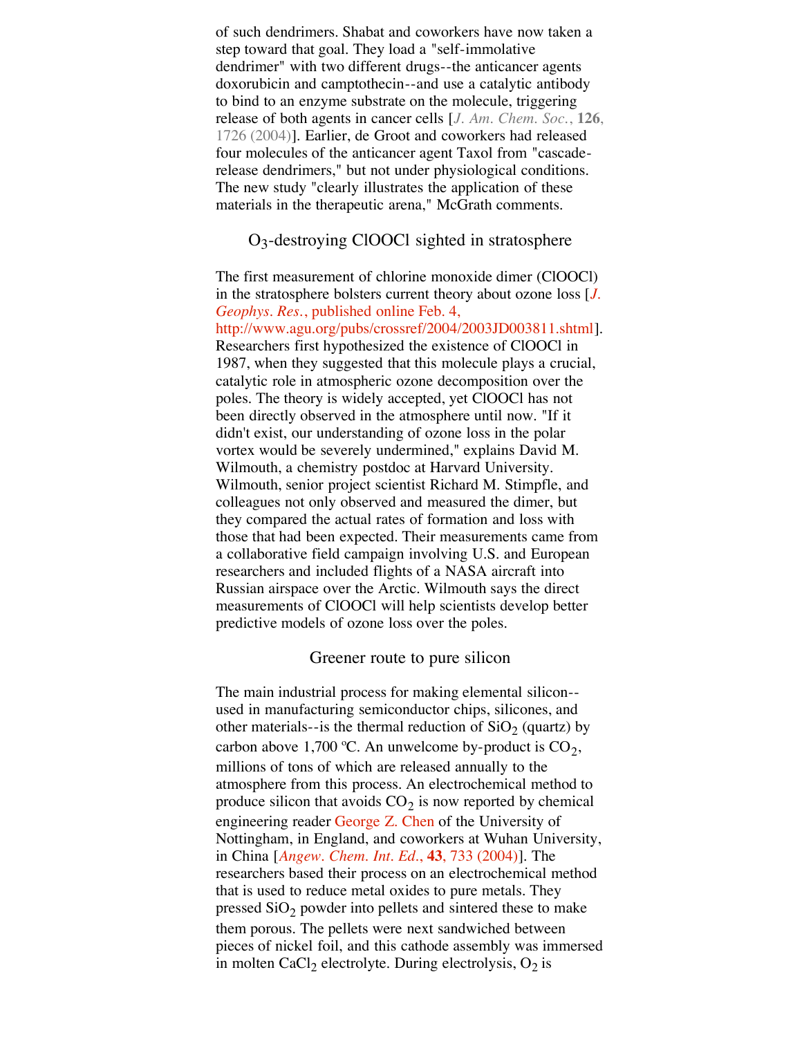of such dendrimers. Shabat and coworkers have now taken a step toward that goal. They load a "self-immolative dendrimer" with two different drugs--the anticancer agents doxorubicin and camptothecin--and use a catalytic antibody to bind to an enzyme substrate on the molecule, triggering release of both agents in cancer cells [*J. Am. Chem. Soc.*, **126**, 1726 (2004)]. Earlier, de Groot and coworkers had released four molecules of the anticancer agent Taxol from "cascade-release dendrimers," but not under physiological conditions. The new study "clearly illustrates the application of these materials in the therapeutic arena," McGrath comments.

## $O_3$-destroying ClOOCl sighted in stratosphere

The first measurement of chlorine monoxide dimer (ClOOCl) in the stratosphere bolsters current theory about ozone loss [*J. Geophys. Res.*, published online Feb. 4, http://www.agu.org/pubs/crossref/2004/2003JD003811.shtml]. Researchers first hypothesized the existence of ClOOCl in 1987, when they suggested that this molecule plays a crucial, catalytic role in atmospheric ozone decomposition over the poles. The theory is widely accepted, yet ClOOCl has not been directly observed in the atmosphere until now. "If it didn't exist, our understanding of ozone loss in the polar vortex would be severely undermined," explains David M. Wilmouth, a chemistry postdoc at Harvard University. Wilmouth, senior project scientist Richard M. Stimpfle, and colleagues not only observed and measured the dimer, but they compared the actual rates of formation and loss with those that had been expected. Their measurements came from a collaborative field campaign involving U.S. and European researchers and included flights of a NASA aircraft into Russian airspace over the Arctic. Wilmouth says the direct measurements of ClOOCl will help scientists develop better predictive models of ozone loss over the poles.

## Greener route to pure silicon

The main industrial process for making elemental silicon--used in manufacturing semiconductor chips, silicones, and other materials--is the thermal reduction of $SiO_2$ (quartz) by carbon above 1,700 ºC. An unwelcome by-product is $CO_2$, millions of tons of which are released annually to the atmosphere from this process. An electrochemical method to produce silicon that avoids $CO_2$ is now reported by chemical engineering reader George Z. Chen of the University of Nottingham, in England, and coworkers at Wuhan University, in China [*Angew. Chem. Int. Ed.*, **43**, 733 (2004)]. The researchers based their process on an electrochemical method that is used to reduce metal oxides to pure metals. They pressed $SiO_2$ powder into pellets and sintered these to make them porous. The pellets were next sandwiched between pieces of nickel foil, and this cathode assembly was immersed in molten $CaCl_2$ electrolyte. During electrolysis, $O_2$ is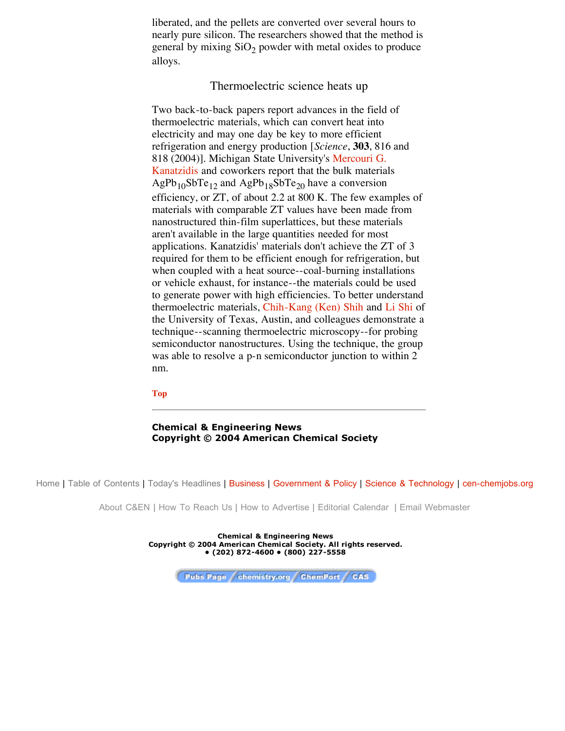liberated, and the pellets are converted over several hours to nearly pure silicon. The researchers showed that the method is general by mixing $SiO_2$ powder with metal oxides to produce alloys.

## Thermoelectric science heats up

Two back-to-back papers report advances in the field of thermoelectric materials, which can convert heat into electricity and may one day be key to more efficient refrigeration and energy production [*Science*, **303**, 816 and 818 (2004)]. Michigan State University's Mercouri G. Kanatzidis and coworkers report that the bulk materials $AgPb_{10}SbTe_{12}$ and $AgPb_{18}SbTe_{20}$ have a conversion efficiency, or ZT, of about 2.2 at 800 K. The few examples of materials with comparable ZT values have been made from nanostructured thin-film superlattices, but these materials aren't available in the large quantities needed for most applications. Kanatzidis' materials don't achieve the ZT of 3 required for them to be efficient enough for refrigeration, but when coupled with a heat source--coal-burning installations or vehicle exhaust, for instance--the materials could be used to generate power with high efficiencies. To better understand thermoelectric materials, Chih-Kang (Ken) Shih and Li Shi of the University of Texas, Austin, and colleagues demonstrate a technique--scanning thermoelectric microscopy--for probing semiconductor nanostructures. Using the technique, the group was able to resolve a p-n semiconductor junction to within 2 nm.

**Top**

---

**Chemical & Engineering News**
**Copyright © 2004 American Chemical Society**

Home | Table of Contents | Today's Headlines | Business | Government & Policy | Science & Technology | cen-chemjobs.org

About C&EN | How To Reach Us | How to Advertise | Editorial Calendar | Email Webmaster

**Chemical & Engineering News**
**Copyright © 2004 American Chemical Society. All rights reserved.**
**• (202) 872-4600 • (800) 227-5558**

Pubs Page / chemistry.org / ChemPort / CAS